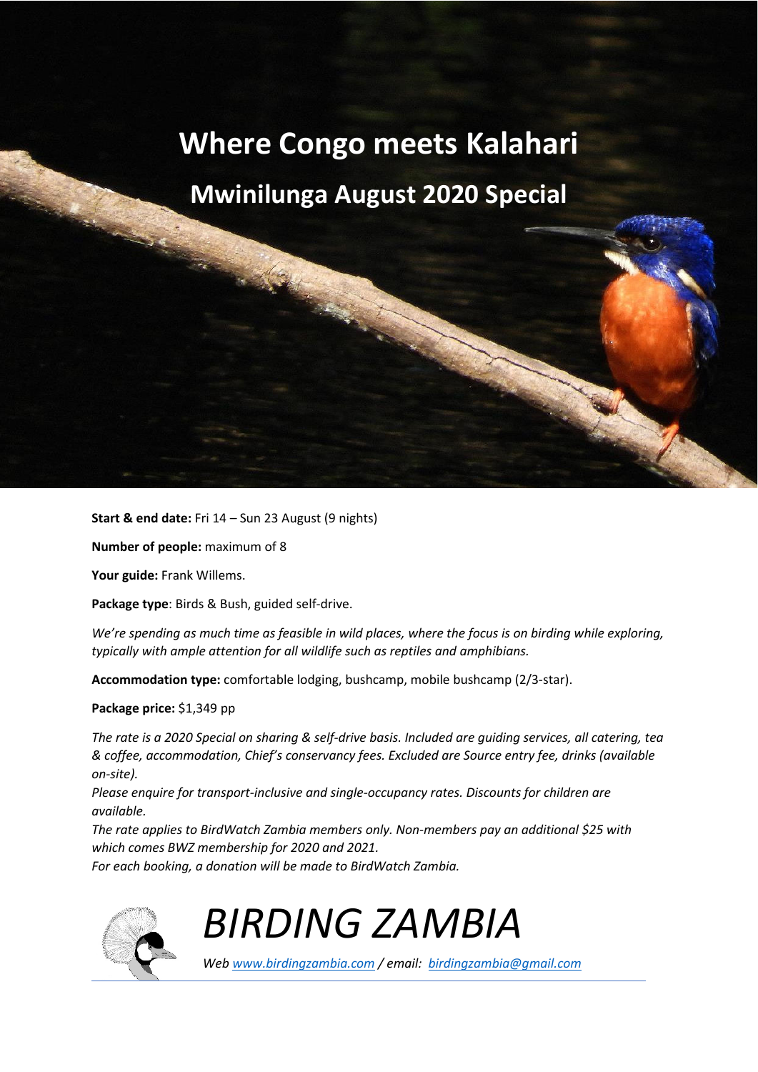# Where Congo meets Kalahari

## Mwinilunga August 2020 Special

**Start & end date:** Fri 14 – Sun 23 August (9 nights)

**Number of people:** maximum of 8

**Your guide:** Frank Willems.

**Package type**: Birds & Bush, guided self-drive.

*We're spending as much time as feasible in wild places, where the focus is on birding while exploring, typically with ample attention for all wildlife such as reptiles and amphibians.*

**Accommodation type:** comfortable lodging, bushcamp, mobile bushcamp (2/3-star).

**Package price:** $1,349 pp

*The rate is a 2020 Special on sharing & self-drive basis. Included are guiding services, all catering, tea & coffee, accommodation, Chief's conservancy fees. Excluded are Source entry fee, drinks (available on-site).*

*Please enquire for transport-inclusive and single-occupancy rates. Discounts for children are available.*

*The rate applies to BirdWatch Zambia members only. Non-members pay an additional $25 with which comes BWZ membership for 2020 and 2021.*

*For each booking, a donation will be made to BirdWatch Zambia.*

*BIRDING ZAMBIA*

*Web www.birdingzambia.com / email: birdingzambia@gmail.com*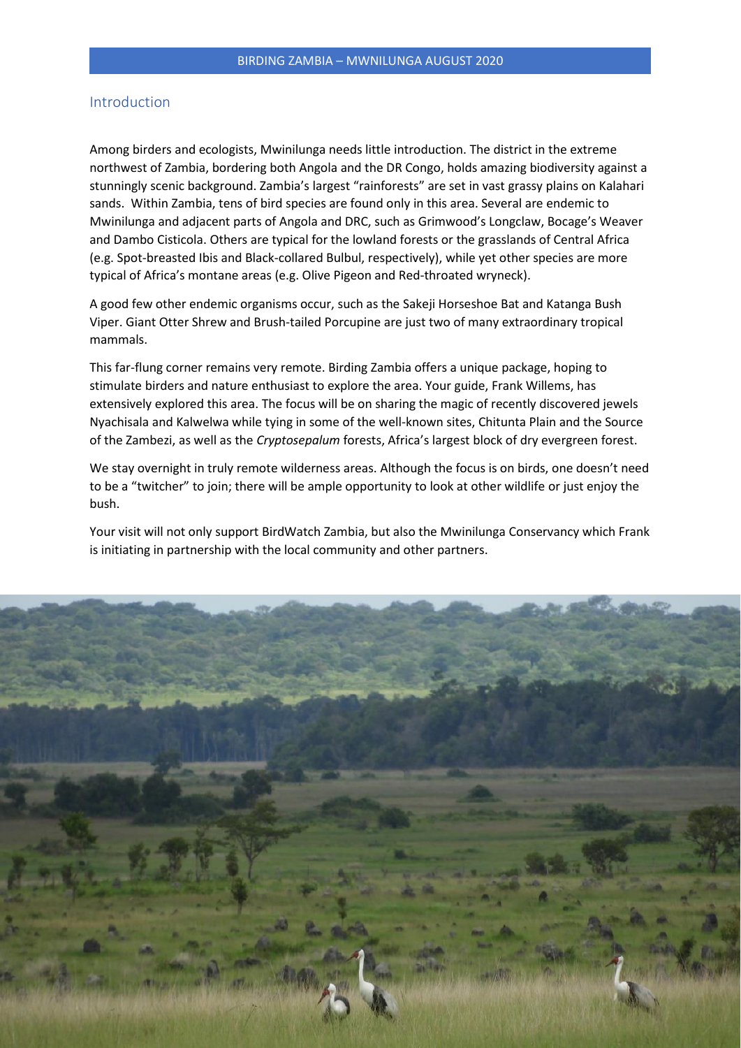## Introduction

Among birders and ecologists, Mwinilunga needs little introduction. The district in the extreme northwest of Zambia, bordering both Angola and the DR Congo, holds amazing biodiversity against a stunningly scenic background. Zambia's largest "rainforests" are set in vast grassy plains on Kalahari sands. Within Zambia, tens of bird species are found only in this area. Several are endemic to Mwinilunga and adjacent parts of Angola and DRC, such as Grimwood's Longclaw, Bocage's Weaver and Dambo Cisticola. Others are typical for the lowland forests or the grasslands of Central Africa (e.g. Spot-breasted Ibis and Black-collared Bulbul, respectively), while yet other species are more typical of Africa's montane areas (e.g. Olive Pigeon and Red-throated wryneck).

A good few other endemic organisms occur, such as the Sakeji Horseshoe Bat and Katanga Bush Viper. Giant Otter Shrew and Brush-tailed Porcupine are just two of many extraordinary tropical mammals.

This far-flung corner remains very remote. Birding Zambia offers a unique package, hoping to stimulate birders and nature enthusiast to explore the area. Your guide, Frank Willems, has extensively explored this area. The focus will be on sharing the magic of recently discovered jewels Nyachisala and Kalwelwa while tying in some of the well-known sites, Chitunta Plain and the Source of the Zambezi, as well as the *Cryptosepalum* forests, Africa's largest block of dry evergreen forest.

We stay overnight in truly remote wilderness areas. Although the focus is on birds, one doesn't need to be a "twitcher" to join; there will be ample opportunity to look at other wildlife or just enjoy the bush.

Your visit will not only support BirdWatch Zambia, but also the Mwinilunga Conservancy which Frank is initiating in partnership with the local community and other partners.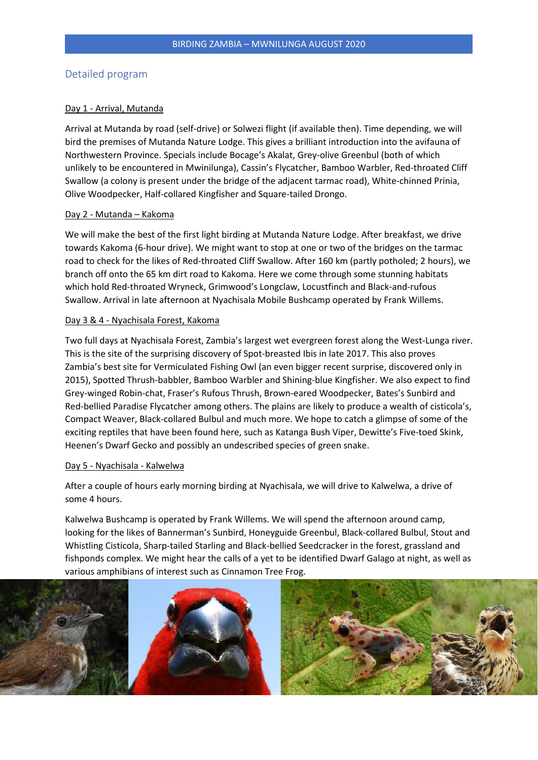## Detailed program

Day 1 - Arrival, Mutanda

Arrival at Mutanda by road (self-drive) or Solwezi flight (if available then). Time depending, we will bird the premises of Mutanda Nature Lodge. This gives a brilliant introduction into the avifauna of Northwestern Province. Specials include Bocage's Akalat, Grey-olive Greenbul (both of which unlikely to be encountered in Mwinilunga), Cassin's Flycatcher, Bamboo Warbler, Red-throated Cliff Swallow (a colony is present under the bridge of the adjacent tarmac road), White-chinned Prinia, Olive Woodpecker, Half-collared Kingfisher and Square-tailed Drongo.

Day 2 - Mutanda – Kakoma

We will make the best of the first light birding at Mutanda Nature Lodge. After breakfast, we drive towards Kakoma (6-hour drive). We might want to stop at one or two of the bridges on the tarmac road to check for the likes of Red-throated Cliff Swallow. After 160 km (partly potholed; 2 hours), we branch off onto the 65 km dirt road to Kakoma. Here we come through some stunning habitats which hold Red-throated Wryneck, Grimwood's Longclaw, Locustfinch and Black-and-rufous Swallow. Arrival in late afternoon at Nyachisala Mobile Bushcamp operated by Frank Willems.

Day 3 & 4 - Nyachisala Forest, Kakoma

Two full days at Nyachisala Forest, Zambia's largest wet evergreen forest along the West-Lunga river. This is the site of the surprising discovery of Spot-breasted Ibis in late 2017. This also proves Zambia's best site for Vermiculated Fishing Owl (an even bigger recent surprise, discovered only in 2015), Spotted Thrush-babbler, Bamboo Warbler and Shining-blue Kingfisher. We also expect to find Grey-winged Robin-chat, Fraser's Rufous Thrush, Brown-eared Woodpecker, Bates's Sunbird and Red-bellied Paradise Flycatcher among others. The plains are likely to produce a wealth of cisticola's, Compact Weaver, Black-collared Bulbul and much more. We hope to catch a glimpse of some of the exciting reptiles that have been found here, such as Katanga Bush Viper, Dewitte's Five-toed Skink, Heenen's Dwarf Gecko and possibly an undescribed species of green snake.

Day 5 - Nyachisala - Kalwelwa

After a couple of hours early morning birding at Nyachisala, we will drive to Kalwelwa, a drive of some 4 hours.

Kalwelwa Bushcamp is operated by Frank Willems. We will spend the afternoon around camp, looking for the likes of Bannerman's Sunbird, Honeyguide Greenbul, Black-collared Bulbul, Stout and Whistling Cisticola, Sharp-tailed Starling and Black-bellied Seedcracker in the forest, grassland and fishponds complex. We might hear the calls of a yet to be identified Dwarf Galago at night, as well as various amphibians of interest such as Cinnamon Tree Frog.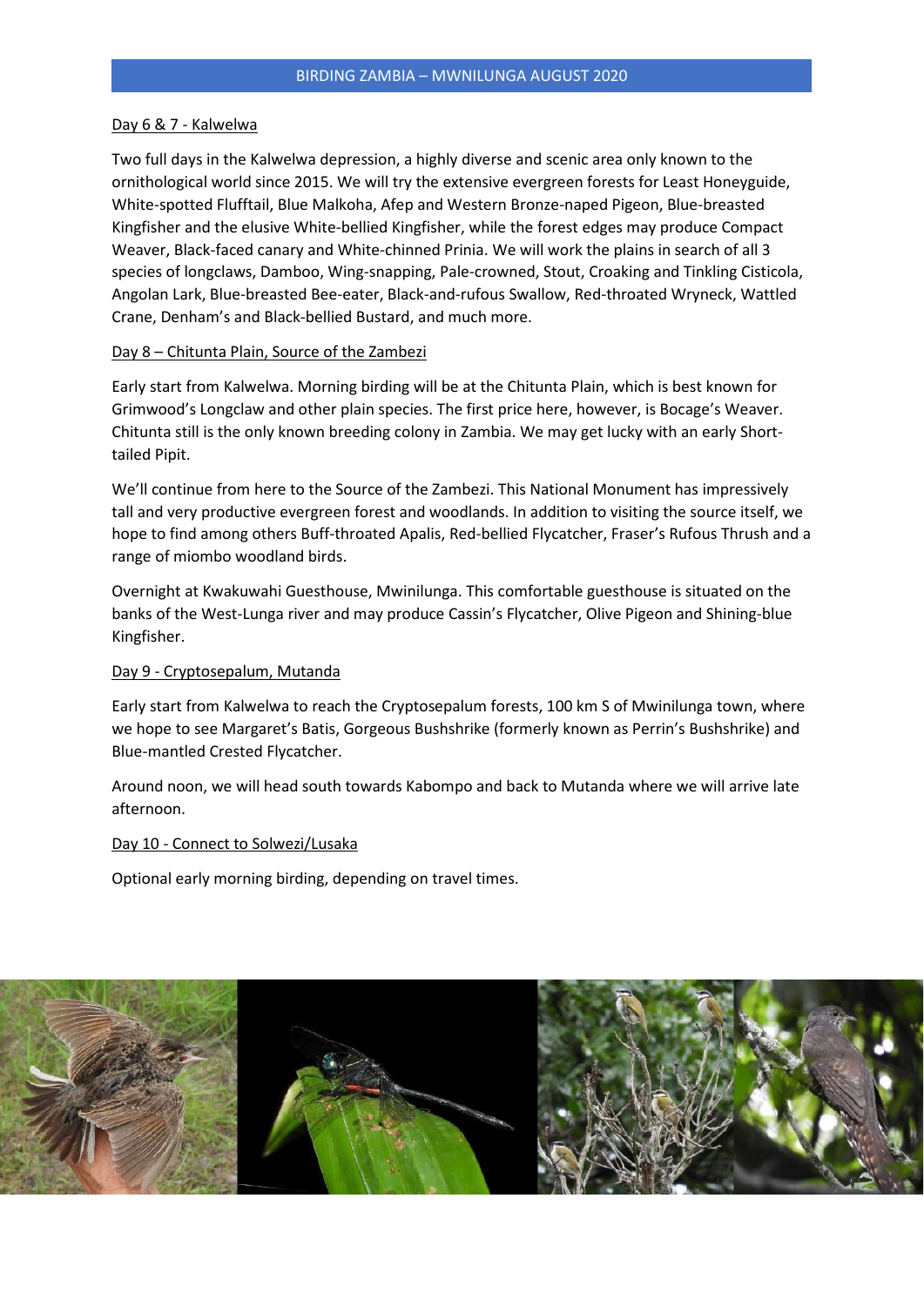Day 6 & 7 - Kalwelwa

Two full days in the Kalwelwa depression, a highly diverse and scenic area only known to the ornithological world since 2015. We will try the extensive evergreen forests for Least Honeyguide, White-spotted Flufftail, Blue Malkoha, Afep and Western Bronze-naped Pigeon, Blue-breasted Kingfisher and the elusive White-bellied Kingfisher, while the forest edges may produce Compact Weaver, Black-faced canary and White-chinned Prinia. We will work the plains in search of all 3 species of longclaws, Damboo, Wing-snapping, Pale-crowned, Stout, Croaking and Tinkling Cisticola, Angolan Lark, Blue-breasted Bee-eater, Black-and-rufous Swallow, Red-throated Wryneck, Wattled Crane, Denham's and Black-bellied Bustard, and much more.

Day 8 – Chitunta Plain, Source of the Zambezi

Early start from Kalwelwa. Morning birding will be at the Chitunta Plain, which is best known for Grimwood's Longclaw and other plain species. The first price here, however, is Bocage's Weaver. Chitunta still is the only known breeding colony in Zambia. We may get lucky with an early Short-tailed Pipit.

We'll continue from here to the Source of the Zambezi. This National Monument has impressively tall and very productive evergreen forest and woodlands. In addition to visiting the source itself, we hope to find among others Buff-throated Apalis, Red-bellied Flycatcher, Fraser's Rufous Thrush and a range of miombo woodland birds.

Overnight at Kwakuwahi Guesthouse, Mwinilunga. This comfortable guesthouse is situated on the banks of the West-Lunga river and may produce Cassin's Flycatcher, Olive Pigeon and Shining-blue Kingfisher.

Day 9 - Cryptosepalum, Mutanda

Early start from Kalwelwa to reach the Cryptosepalum forests, 100 km S of Mwinilunga town, where we hope to see Margaret's Batis, Gorgeous Bushshrike (formerly known as Perrin's Bushshrike) and Blue-mantled Crested Flycatcher.

Around noon, we will head south towards Kabompo and back to Mutanda where we will arrive late afternoon.

Day 10 - Connect to Solwezi/Lusaka

Optional early morning birding, depending on travel times.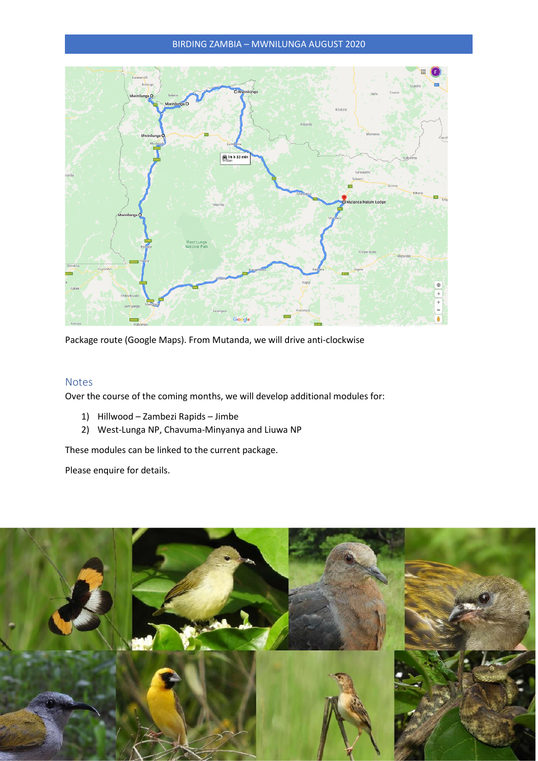Package route (Google Maps). From Mutanda, we will drive anti-clockwise

## Notes

Over the course of the coming months, we will develop additional modules for:

1) Hillwood – Zambezi Rapids – Jimbe
2) West-Lunga NP, Chavuma-Minyanya and Liuwa NP

These modules can be linked to the current package.

Please enquire for details.